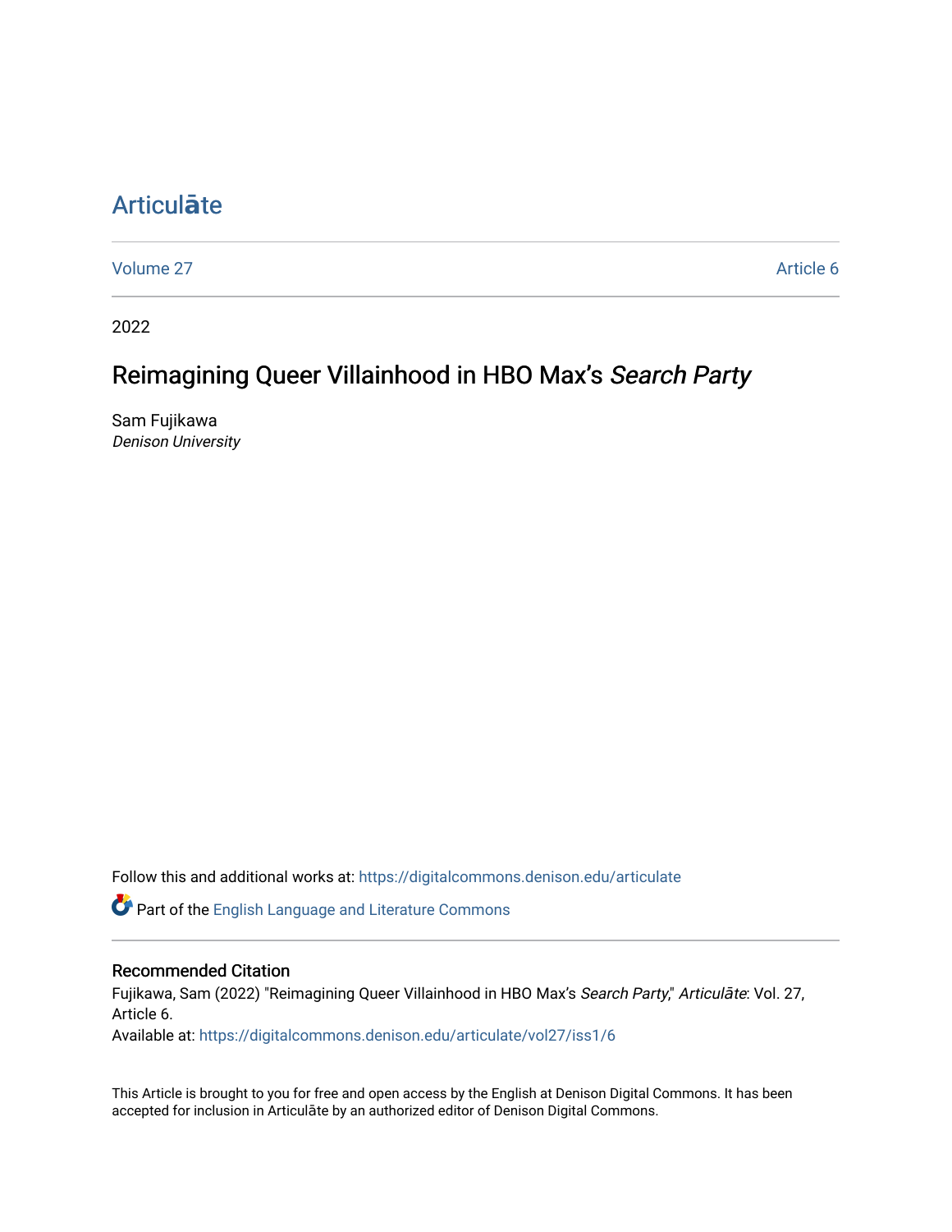# Articulāte

Volume 27 | Article 6

2022

## Reimagining Queer Villainhood in HBO Max's *Search Party*

Sam Fujikawa
*Denison University*

Follow this and additional works at: https://digitalcommons.denison.edu/articulate

Part of the English Language and Literature Commons

### Recommended Citation

Fujikawa, Sam (2022) "Reimagining Queer Villainhood in HBO Max's *Search Party*," *Articulāte*: Vol. 27, Article 6.
Available at: https://digitalcommons.denison.edu/articulate/vol27/iss1/6

This Article is brought to you for free and open access by the English at Denison Digital Commons. It has been accepted for inclusion in Articulāte by an authorized editor of Denison Digital Commons.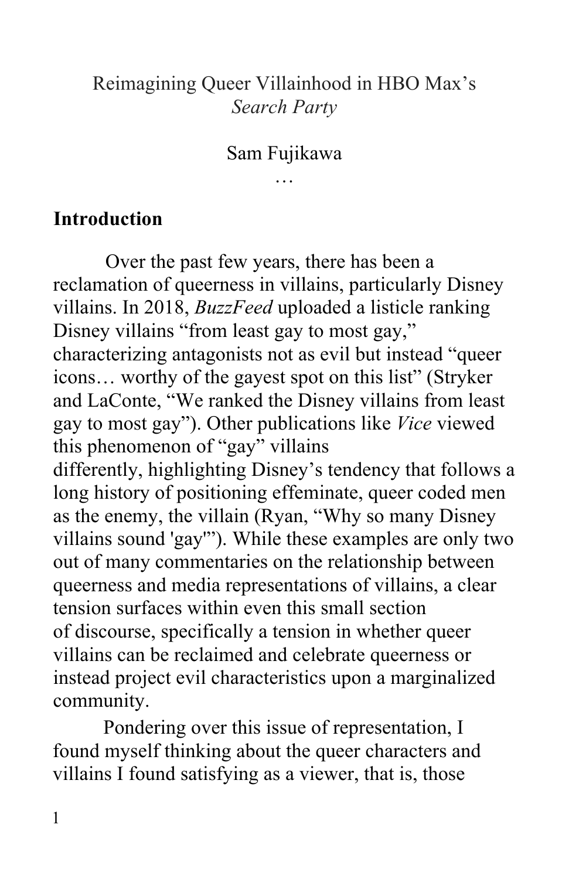Reimagining Queer Villainhood in HBO Max's *Search Party*

Sam Fujikawa

…

## Introduction

Over the past few years, there has been a reclamation of queerness in villains, particularly Disney villains. In 2018, *BuzzFeed* uploaded a listicle ranking Disney villains "from least gay to most gay," characterizing antagonists not as evil but instead "queer icons… worthy of the gayest spot on this list" (Stryker and LaConte, "We ranked the Disney villains from least gay to most gay"). Other publications like *Vice* viewed this phenomenon of "gay" villains differently, highlighting Disney's tendency that follows a long history of positioning effeminate, queer coded men as the enemy, the villain (Ryan, "Why so many Disney villains sound 'gay'"). While these examples are only two out of many commentaries on the relationship between queerness and media representations of villains, a clear tension surfaces within even this small section of discourse, specifically a tension in whether queer villains can be reclaimed and celebrate queerness or instead project evil characteristics upon a marginalized community.

Pondering over this issue of representation, I found myself thinking about the queer characters and villains I found satisfying as a viewer, that is, those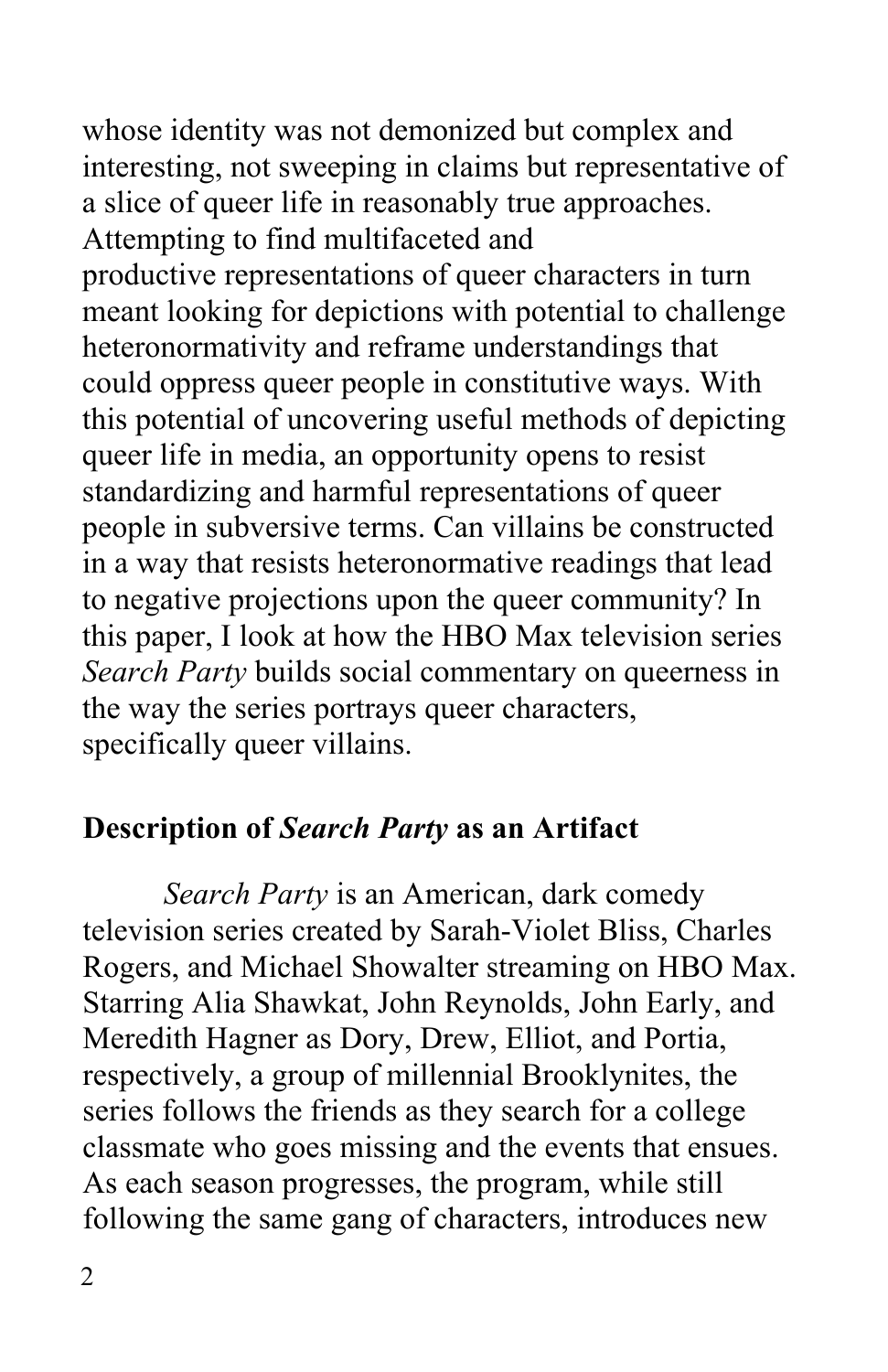whose identity was not demonized but complex and interesting, not sweeping in claims but representative of a slice of queer life in reasonably true approaches. Attempting to find multifaceted and productive representations of queer characters in turn meant looking for depictions with potential to challenge heteronormativity and reframe understandings that could oppress queer people in constitutive ways. With this potential of uncovering useful methods of depicting queer life in media, an opportunity opens to resist standardizing and harmful representations of queer people in subversive terms. Can villains be constructed in a way that resists heteronormative readings that lead to negative projections upon the queer community? In this paper, I look at how the HBO Max television series *Search Party* builds social commentary on queerness in the way the series portrays queer characters, specifically queer villains.

## Description of *Search Party* as an Artifact

*Search Party* is an American, dark comedy television series created by Sarah-Violet Bliss, Charles Rogers, and Michael Showalter streaming on HBO Max. Starring Alia Shawkat, John Reynolds, John Early, and Meredith Hagner as Dory, Drew, Elliot, and Portia, respectively, a group of millennial Brooklynites, the series follows the friends as they search for a college classmate who goes missing and the events that ensues. As each season progresses, the program, while still following the same gang of characters, introduces new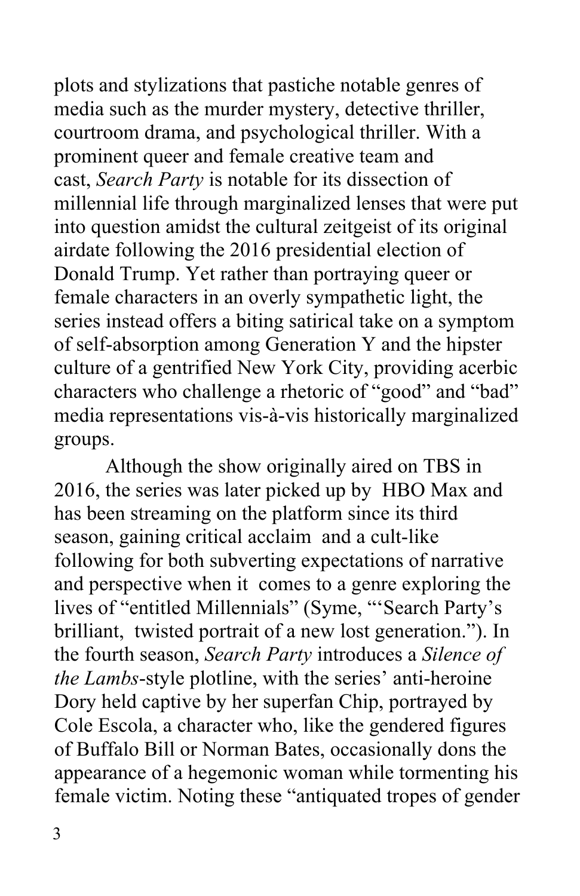plots and stylizations that pastiche notable genres of media such as the murder mystery, detective thriller, courtroom drama, and psychological thriller. With a prominent queer and female creative team and cast, *Search Party* is notable for its dissection of millennial life through marginalized lenses that were put into question amidst the cultural zeitgeist of its original airdate following the 2016 presidential election of Donald Trump. Yet rather than portraying queer or female characters in an overly sympathetic light, the series instead offers a biting satirical take on a symptom of self-absorption among Generation Y and the hipster culture of a gentrified New York City, providing acerbic characters who challenge a rhetoric of "good" and "bad" media representations vis-à-vis historically marginalized groups.

Although the show originally aired on TBS in 2016, the series was later picked up by HBO Max and has been streaming on the platform since its third season, gaining critical acclaim and a cult-like following for both subverting expectations of narrative and perspective when it comes to a genre exploring the lives of "entitled Millennials" (Syme, "'Search Party's brilliant, twisted portrait of a new lost generation."). In the fourth season, *Search Party* introduces a *Silence of the Lambs*-style plotline, with the series' anti-heroine Dory held captive by her superfan Chip, portrayed by Cole Escola, a character who, like the gendered figures of Buffalo Bill or Norman Bates, occasionally dons the appearance of a hegemonic woman while tormenting his female victim. Noting these "antiquated tropes of gender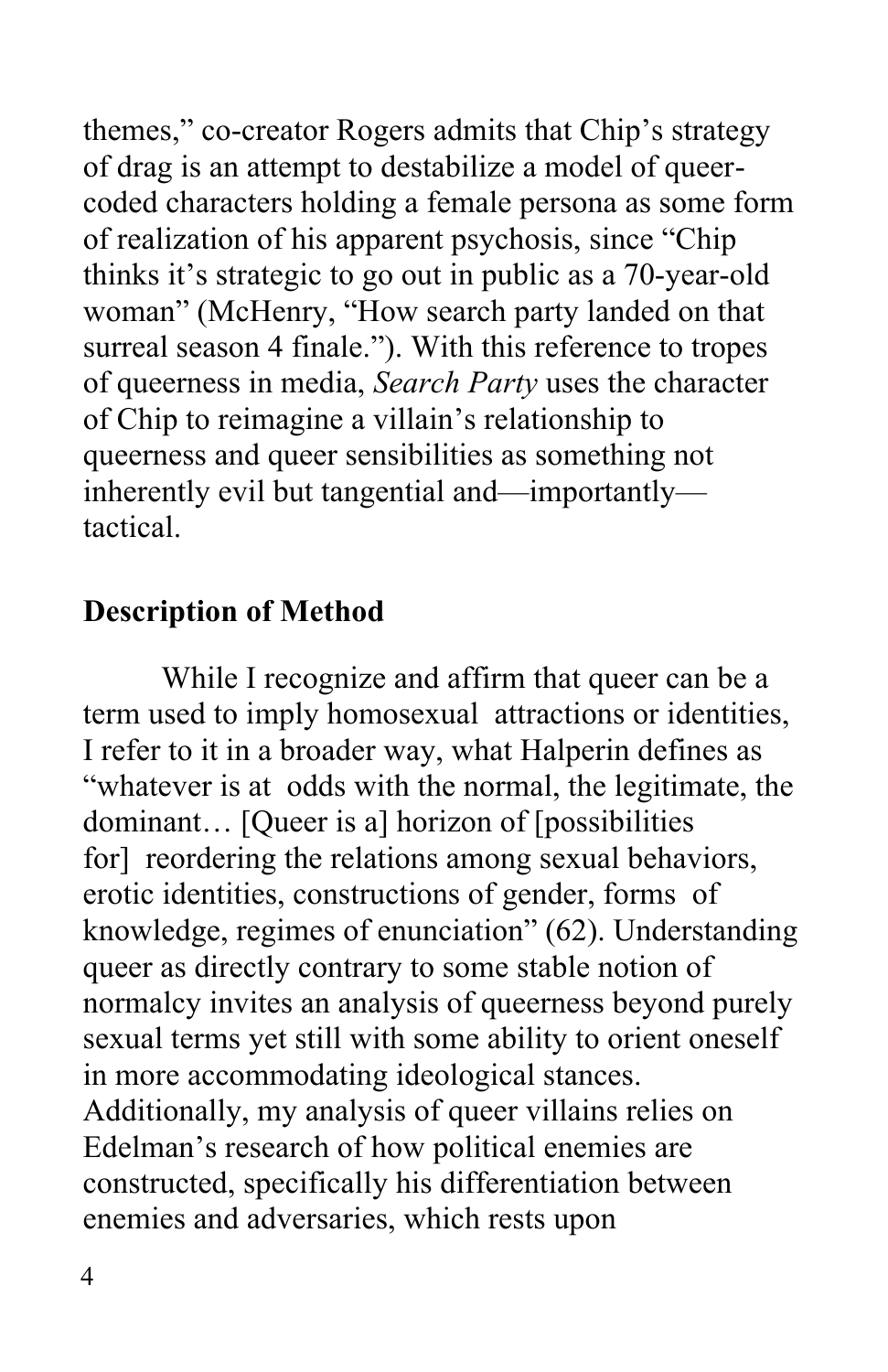themes," co-creator Rogers admits that Chip's strategy of drag is an attempt to destabilize a model of queer-coded characters holding a female persona as some form of realization of his apparent psychosis, since "Chip thinks it's strategic to go out in public as a 70-year-old woman" (McHenry, "How search party landed on that surreal season 4 finale."). With this reference to tropes of queerness in media, *Search Party* uses the character of Chip to reimagine a villain's relationship to queerness and queer sensibilities as something not inherently evil but tangential and—importantly—tactical.

**Description of Method**

While I recognize and affirm that queer can be a term used to imply homosexual attractions or identities, I refer to it in a broader way, what Halperin defines as "whatever is at odds with the normal, the legitimate, the dominant… [Queer is a] horizon of [possibilities for] reordering the relations among sexual behaviors, erotic identities, constructions of gender, forms of knowledge, regimes of enunciation" (62). Understanding queer as directly contrary to some stable notion of normalcy invites an analysis of queerness beyond purely sexual terms yet still with some ability to orient oneself in more accommodating ideological stances. Additionally, my analysis of queer villains relies on Edelman's research of how political enemies are constructed, specifically his differentiation between enemies and adversaries, which rests upon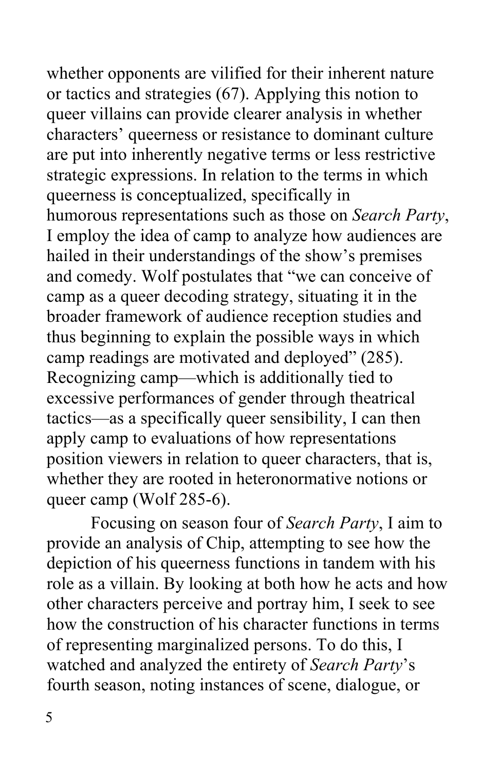whether opponents are vilified for their inherent nature or tactics and strategies (67). Applying this notion to queer villains can provide clearer analysis in whether characters' queerness or resistance to dominant culture are put into inherently negative terms or less restrictive strategic expressions. In relation to the terms in which queerness is conceptualized, specifically in humorous representations such as those on *Search Party*, I employ the idea of camp to analyze how audiences are hailed in their understandings of the show's premises and comedy. Wolf postulates that "we can conceive of camp as a queer decoding strategy, situating it in the broader framework of audience reception studies and thus beginning to explain the possible ways in which camp readings are motivated and deployed" (285). Recognizing camp—which is additionally tied to excessive performances of gender through theatrical tactics—as a specifically queer sensibility, I can then apply camp to evaluations of how representations position viewers in relation to queer characters, that is, whether they are rooted in heteronormative notions or queer camp (Wolf 285-6).

Focusing on season four of *Search Party*, I aim to provide an analysis of Chip, attempting to see how the depiction of his queerness functions in tandem with his role as a villain. By looking at both how he acts and how other characters perceive and portray him, I seek to see how the construction of his character functions in terms of representing marginalized persons. To do this, I watched and analyzed the entirety of *Search Party*'s fourth season, noting instances of scene, dialogue, or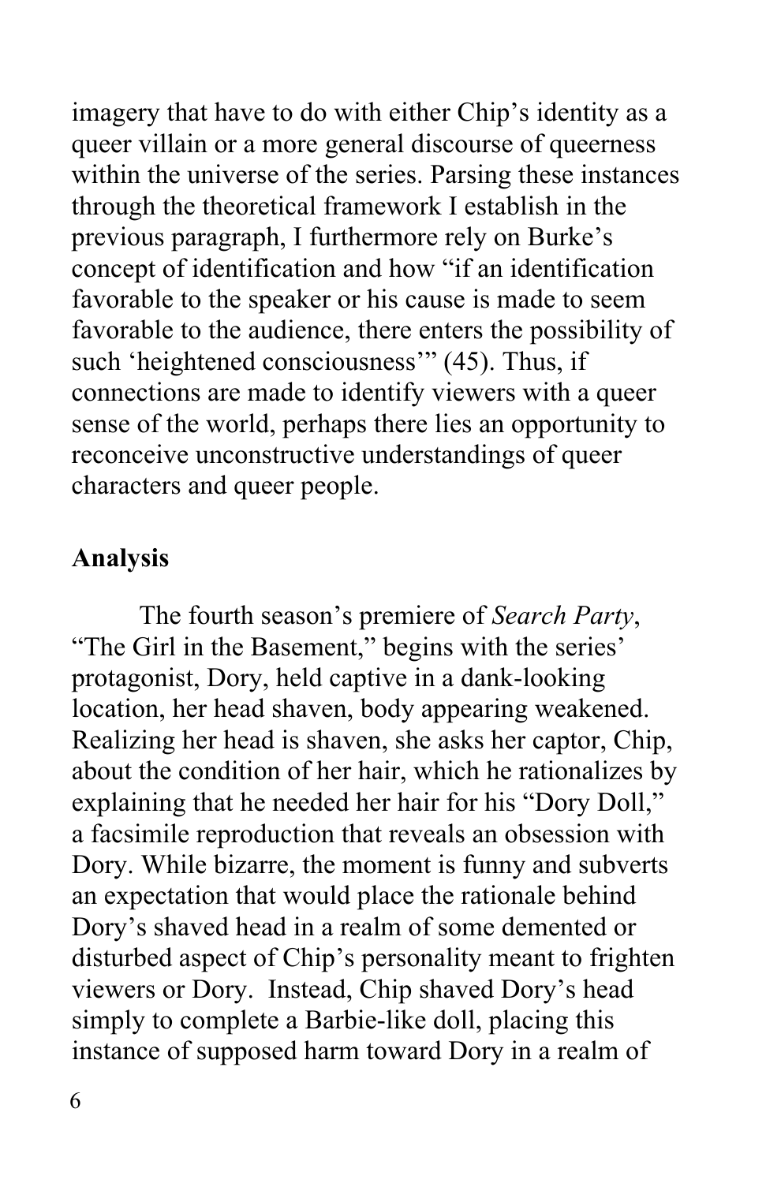imagery that have to do with either Chip's identity as a queer villain or a more general discourse of queerness within the universe of the series. Parsing these instances through the theoretical framework I establish in the previous paragraph, I furthermore rely on Burke's concept of identification and how "if an identification favorable to the speaker or his cause is made to seem favorable to the audience, there enters the possibility of such 'heightened consciousness'" (45). Thus, if connections are made to identify viewers with a queer sense of the world, perhaps there lies an opportunity to reconceive unconstructive understandings of queer characters and queer people.

## Analysis

The fourth season's premiere of *Search Party*, "The Girl in the Basement," begins with the series' protagonist, Dory, held captive in a dank-looking location, her head shaven, body appearing weakened. Realizing her head is shaven, she asks her captor, Chip, about the condition of her hair, which he rationalizes by explaining that he needed her hair for his "Dory Doll," a facsimile reproduction that reveals an obsession with Dory. While bizarre, the moment is funny and subverts an expectation that would place the rationale behind Dory's shaved head in a realm of some demented or disturbed aspect of Chip's personality meant to frighten viewers or Dory. Instead, Chip shaved Dory's head simply to complete a Barbie-like doll, placing this instance of supposed harm toward Dory in a realm of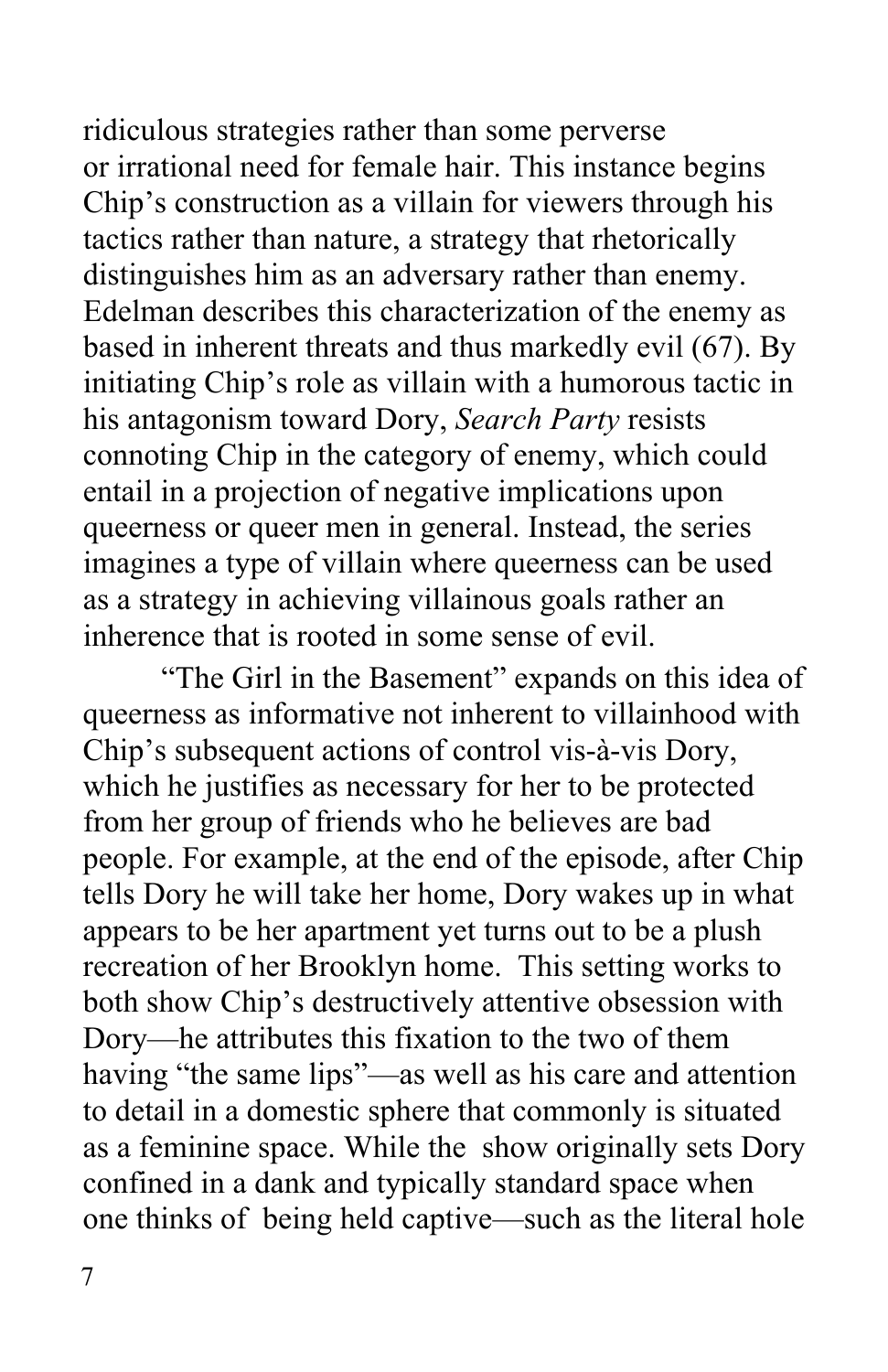ridiculous strategies rather than some perverse or irrational need for female hair. This instance begins Chip's construction as a villain for viewers through his tactics rather than nature, a strategy that rhetorically distinguishes him as an adversary rather than enemy. Edelman describes this characterization of the enemy as based in inherent threats and thus markedly evil (67). By initiating Chip's role as villain with a humorous tactic in his antagonism toward Dory, *Search Party* resists connoting Chip in the category of enemy, which could entail in a projection of negative implications upon queerness or queer men in general. Instead, the series imagines a type of villain where queerness can be used as a strategy in achieving villainous goals rather an inherence that is rooted in some sense of evil.

"The Girl in the Basement" expands on this idea of queerness as informative not inherent to villainhood with Chip's subsequent actions of control vis-à-vis Dory, which he justifies as necessary for her to be protected from her group of friends who he believes are bad people. For example, at the end of the episode, after Chip tells Dory he will take her home, Dory wakes up in what appears to be her apartment yet turns out to be a plush recreation of her Brooklyn home. This setting works to both show Chip's destructively attentive obsession with Dory—he attributes this fixation to the two of them having "the same lips"—as well as his care and attention to detail in a domestic sphere that commonly is situated as a feminine space. While the show originally sets Dory confined in a dank and typically standard space when one thinks of being held captive—such as the literal hole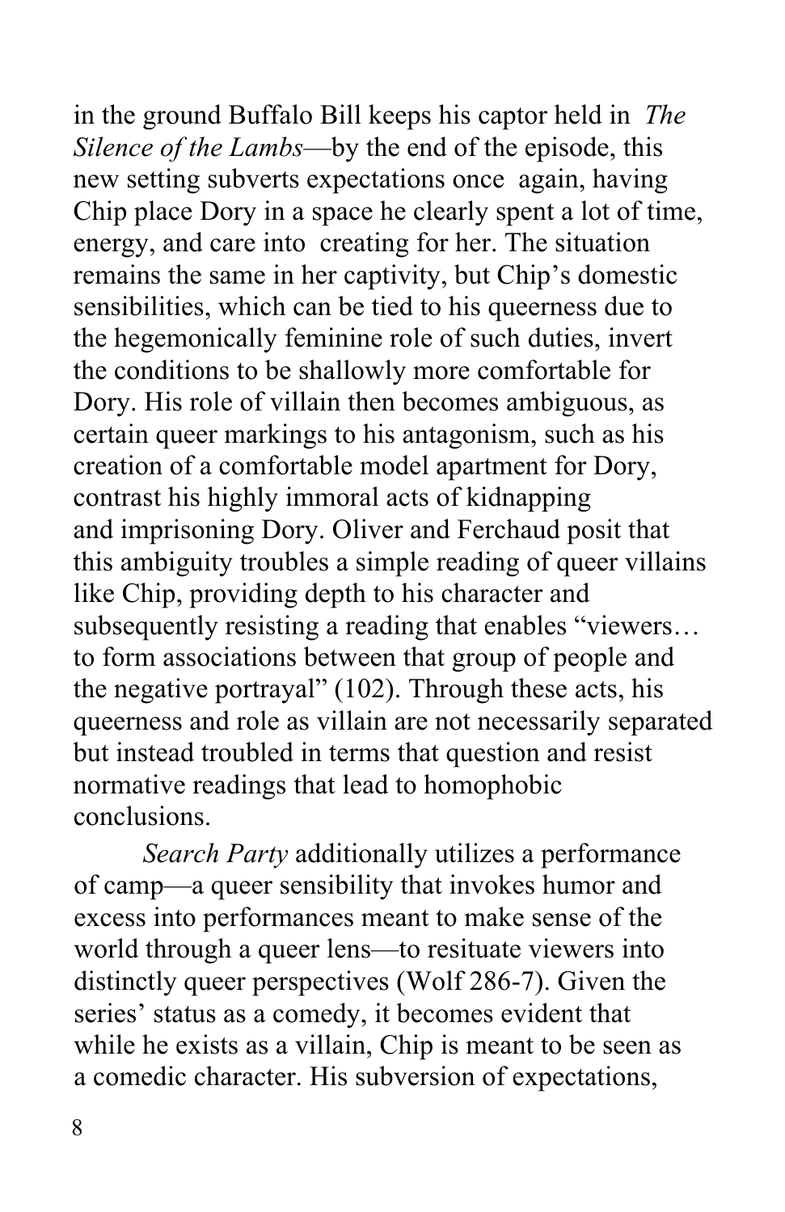in the ground Buffalo Bill keeps his captor held in *The Silence of the Lambs*—by the end of the episode, this new setting subverts expectations once again, having Chip place Dory in a space he clearly spent a lot of time, energy, and care into creating for her. The situation remains the same in her captivity, but Chip's domestic sensibilities, which can be tied to his queerness due to the hegemonically feminine role of such duties, invert the conditions to be shallowly more comfortable for Dory. His role of villain then becomes ambiguous, as certain queer markings to his antagonism, such as his creation of a comfortable model apartment for Dory, contrast his highly immoral acts of kidnapping and imprisoning Dory. Oliver and Ferchaud posit that this ambiguity troubles a simple reading of queer villains like Chip, providing depth to his character and subsequently resisting a reading that enables "viewers… to form associations between that group of people and the negative portrayal" (102). Through these acts, his queerness and role as villain are not necessarily separated but instead troubled in terms that question and resist normative readings that lead to homophobic conclusions.

*Search Party* additionally utilizes a performance of camp—a queer sensibility that invokes humor and excess into performances meant to make sense of the world through a queer lens—to resituate viewers into distinctly queer perspectives (Wolf 286-7). Given the series' status as a comedy, it becomes evident that while he exists as a villain, Chip is meant to be seen as a comedic character. His subversion of expectations,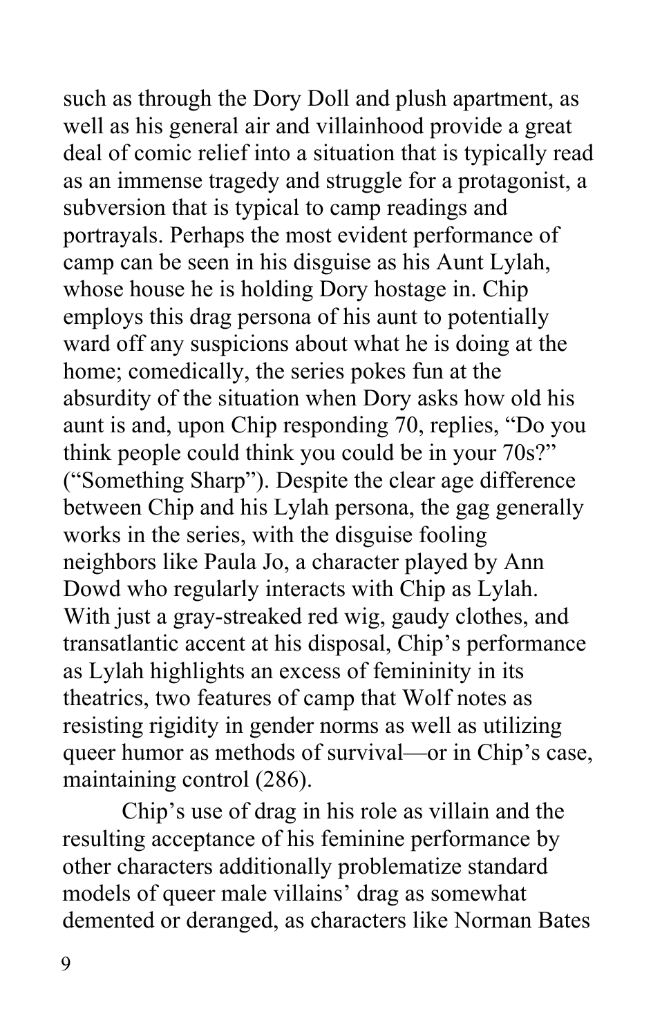such as through the Dory Doll and plush apartment, as well as his general air and villainhood provide a great deal of comic relief into a situation that is typically read as an immense tragedy and struggle for a protagonist, a subversion that is typical to camp readings and portrayals. Perhaps the most evident performance of camp can be seen in his disguise as his Aunt Lylah, whose house he is holding Dory hostage in. Chip employs this drag persona of his aunt to potentially ward off any suspicions about what he is doing at the home; comedically, the series pokes fun at the absurdity of the situation when Dory asks how old his aunt is and, upon Chip responding 70, replies, "Do you think people could think you could be in your 70s?" ("Something Sharp"). Despite the clear age difference between Chip and his Lylah persona, the gag generally works in the series, with the disguise fooling neighbors like Paula Jo, a character played by Ann Dowd who regularly interacts with Chip as Lylah. With just a gray-streaked red wig, gaudy clothes, and transatlantic accent at his disposal, Chip's performance as Lylah highlights an excess of femininity in its theatrics, two features of camp that Wolf notes as resisting rigidity in gender norms as well as utilizing queer humor as methods of survival—or in Chip's case, maintaining control (286).

Chip's use of drag in his role as villain and the resulting acceptance of his feminine performance by other characters additionally problematize standard models of queer male villains' drag as somewhat demented or deranged, as characters like Norman Bates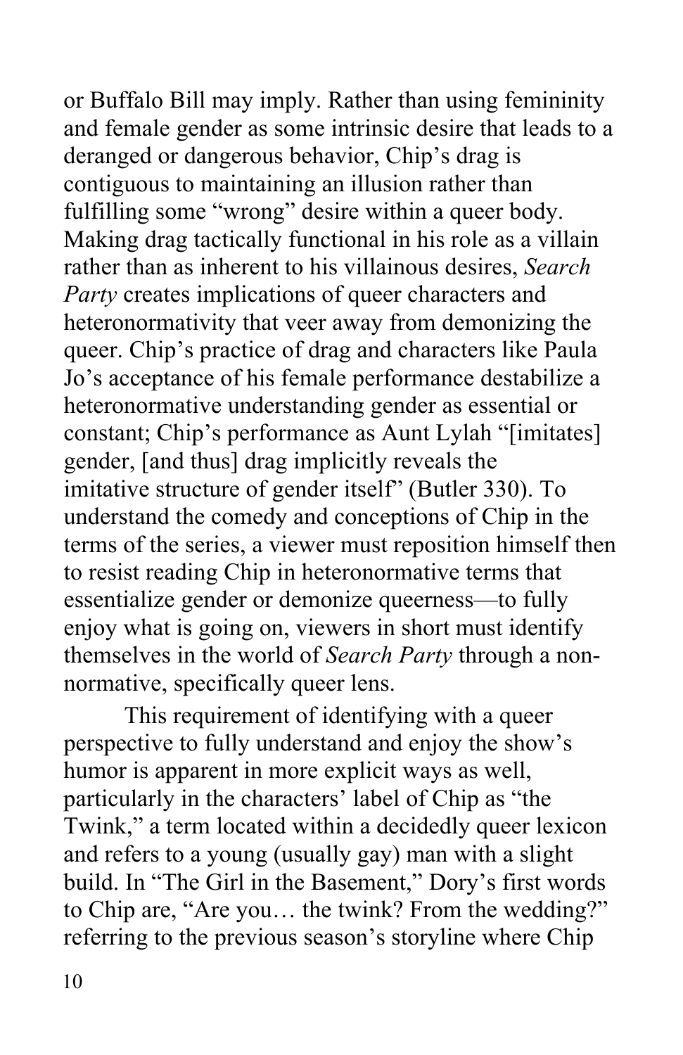or Buffalo Bill may imply. Rather than using femininity and female gender as some intrinsic desire that leads to a deranged or dangerous behavior, Chip's drag is contiguous to maintaining an illusion rather than fulfilling some "wrong" desire within a queer body. Making drag tactically functional in his role as a villain rather than as inherent to his villainous desires, *Search Party* creates implications of queer characters and heteronormativity that veer away from demonizing the queer. Chip's practice of drag and characters like Paula Jo's acceptance of his female performance destabilize a heteronormative understanding gender as essential or constant; Chip's performance as Aunt Lylah "[imitates] gender, [and thus] drag implicitly reveals the imitative structure of gender itself" (Butler 330). To understand the comedy and conceptions of Chip in the terms of the series, a viewer must reposition himself then to resist reading Chip in heteronormative terms that essentialize gender or demonize queerness—to fully enjoy what is going on, viewers in short must identify themselves in the world of *Search Party* through a non-normative, specifically queer lens.

This requirement of identifying with a queer perspective to fully understand and enjoy the show's humor is apparent in more explicit ways as well, particularly in the characters' label of Chip as "the Twink," a term located within a decidedly queer lexicon and refers to a young (usually gay) man with a slight build. In "The Girl in the Basement," Dory's first words to Chip are, "Are you… the twink? From the wedding?" referring to the previous season's storyline where Chip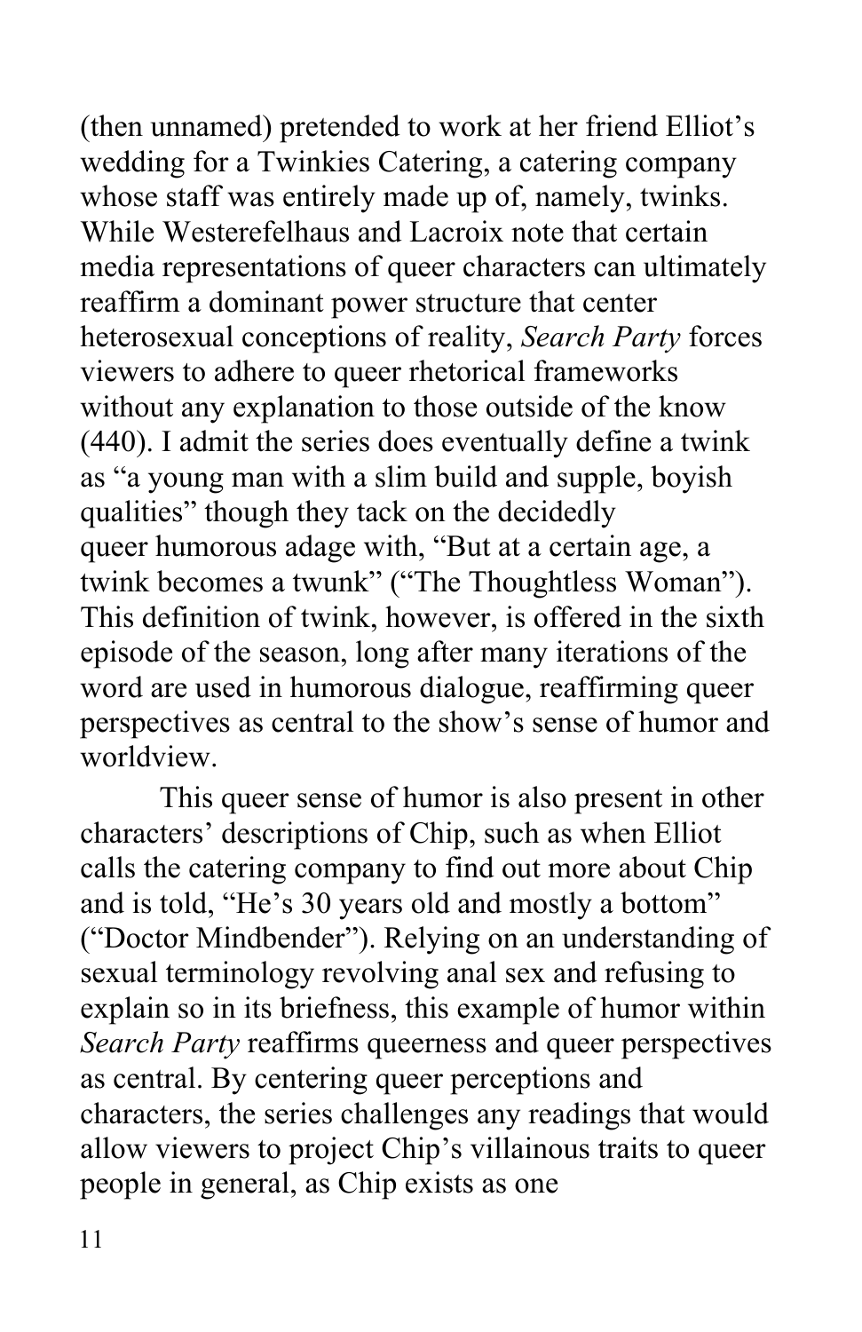(then unnamed) pretended to work at her friend Elliot's wedding for a Twinkies Catering, a catering company whose staff was entirely made up of, namely, twinks. While Westerefelhaus and Lacroix note that certain media representations of queer characters can ultimately reaffirm a dominant power structure that center heterosexual conceptions of reality, *Search Party* forces viewers to adhere to queer rhetorical frameworks without any explanation to those outside of the know (440). I admit the series does eventually define a twink as "a young man with a slim build and supple, boyish qualities" though they tack on the decidedly queer humorous adage with, "But at a certain age, a twink becomes a twunk" ("The Thoughtless Woman"). This definition of twink, however, is offered in the sixth episode of the season, long after many iterations of the word are used in humorous dialogue, reaffirming queer perspectives as central to the show's sense of humor and worldview.

This queer sense of humor is also present in other characters' descriptions of Chip, such as when Elliot calls the catering company to find out more about Chip and is told, "He's 30 years old and mostly a bottom" ("Doctor Mindbender"). Relying on an understanding of sexual terminology revolving anal sex and refusing to explain so in its briefness, this example of humor within *Search Party* reaffirms queerness and queer perspectives as central. By centering queer perceptions and characters, the series challenges any readings that would allow viewers to project Chip's villainous traits to queer people in general, as Chip exists as one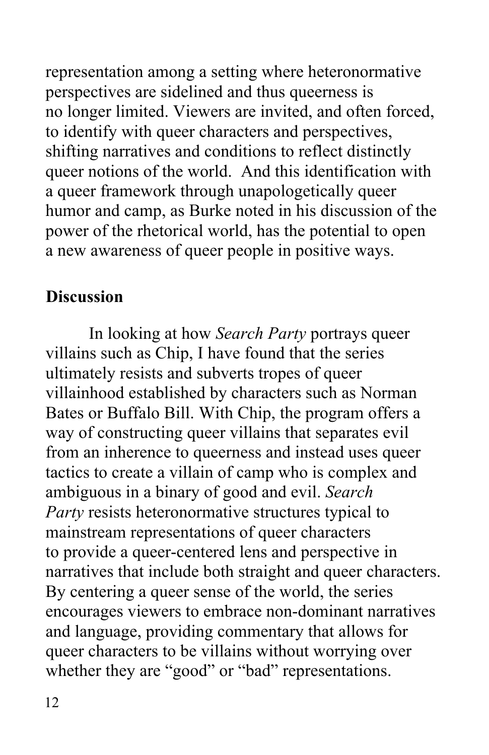representation among a setting where heteronormative perspectives are sidelined and thus queerness is no longer limited. Viewers are invited, and often forced, to identify with queer characters and perspectives, shifting narratives and conditions to reflect distinctly queer notions of the world. And this identification with a queer framework through unapologetically queer humor and camp, as Burke noted in his discussion of the power of the rhetorical world, has the potential to open a new awareness of queer people in positive ways.

## Discussion

In looking at how *Search Party* portrays queer villains such as Chip, I have found that the series ultimately resists and subverts tropes of queer villainhood established by characters such as Norman Bates or Buffalo Bill. With Chip, the program offers a way of constructing queer villains that separates evil from an inherence to queerness and instead uses queer tactics to create a villain of camp who is complex and ambiguous in a binary of good and evil. *Search Party* resists heteronormative structures typical to mainstream representations of queer characters to provide a queer-centered lens and perspective in narratives that include both straight and queer characters. By centering a queer sense of the world, the series encourages viewers to embrace non-dominant narratives and language, providing commentary that allows for queer characters to be villains without worrying over whether they are "good" or "bad" representations.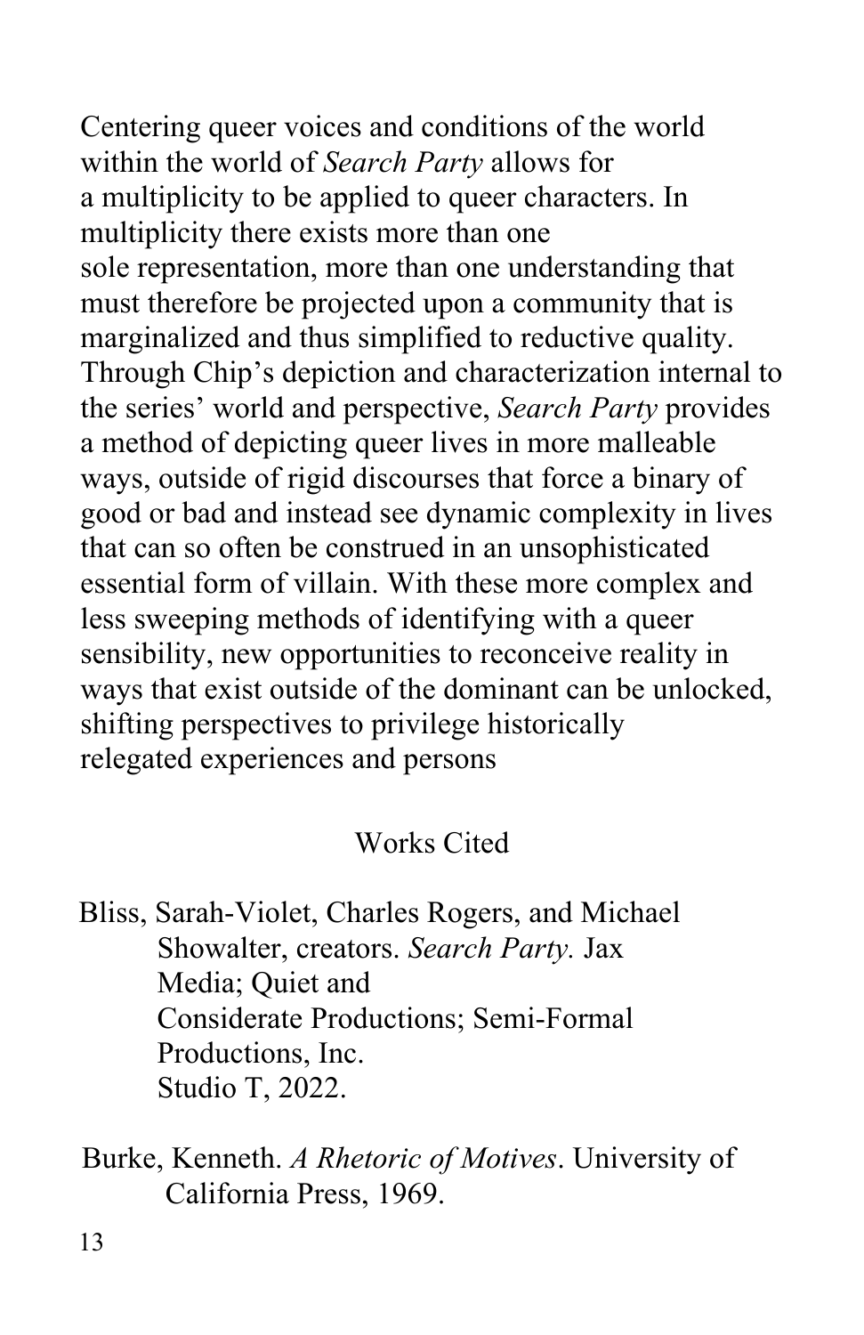Centering queer voices and conditions of the world within the world of *Search Party* allows for a multiplicity to be applied to queer characters. In multiplicity there exists more than one sole representation, more than one understanding that must therefore be projected upon a community that is marginalized and thus simplified to reductive quality. Through Chip's depiction and characterization internal to the series' world and perspective, *Search Party* provides a method of depicting queer lives in more malleable ways, outside of rigid discourses that force a binary of good or bad and instead see dynamic complexity in lives that can so often be construed in an unsophisticated essential form of villain. With these more complex and less sweeping methods of identifying with a queer sensibility, new opportunities to reconceive reality in ways that exist outside of the dominant can be unlocked, shifting perspectives to privilege historically relegated experiences and persons

## Works Cited

Bliss, Sarah-Violet, Charles Rogers, and Michael Showalter, creators. *Search Party.* Jax Media; Quiet and Considerate Productions; Semi-Formal Productions, Inc. Studio T, 2022.

Burke, Kenneth. *A Rhetoric of Motives*. University of California Press, 1969.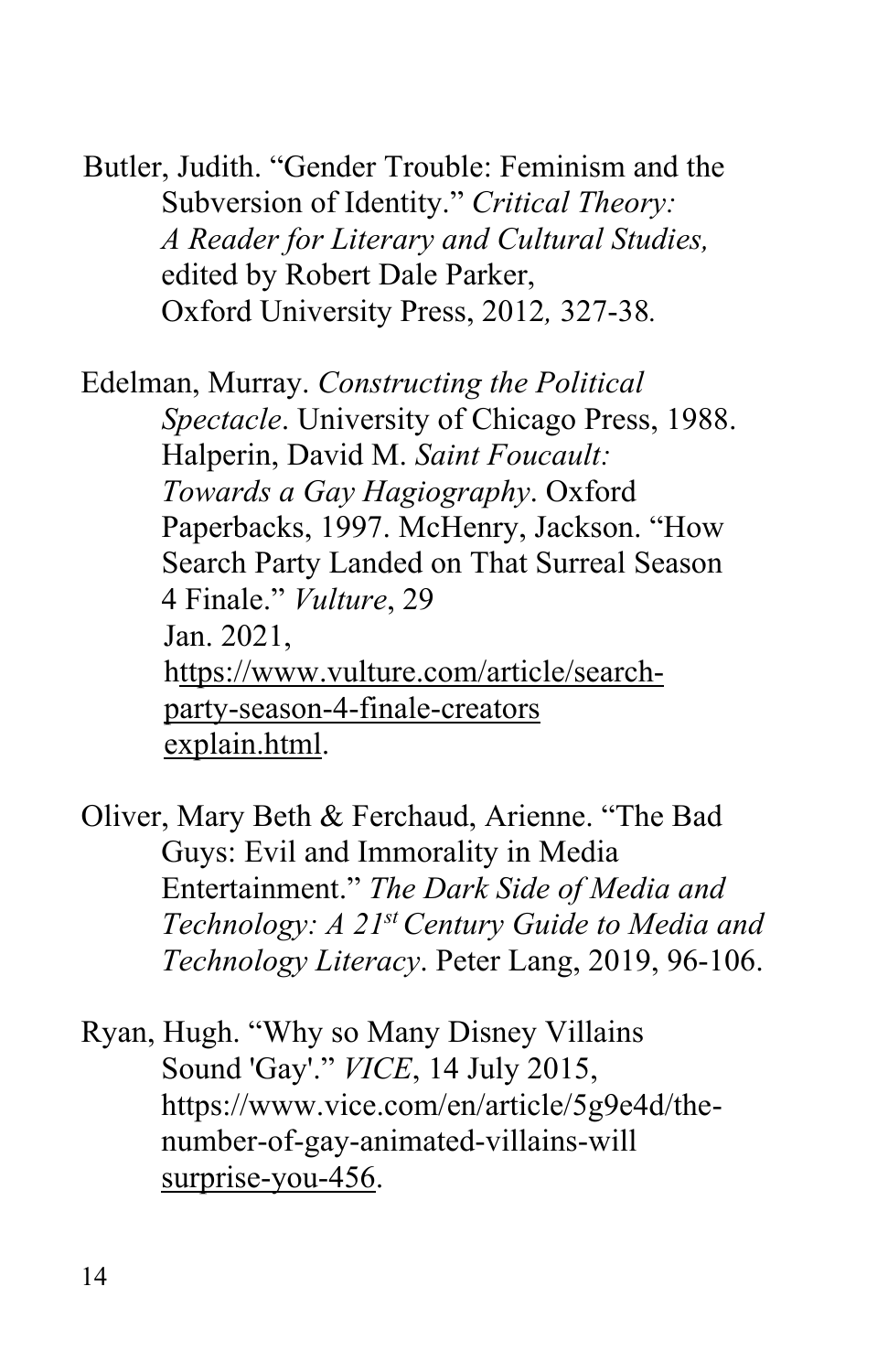Butler, Judith. “Gender Trouble: Feminism and the Subversion of Identity.” *Critical Theory: A Reader for Literary and Cultural Studies,* edited by Robert Dale Parker, Oxford University Press, 2012*,* 327-38*.*

Edelman, Murray. *Constructing the Political Spectacle*. University of Chicago Press, 1988. Halperin, David M. *Saint Foucault: Towards a Gay Hagiography*. Oxford Paperbacks, 1997. McHenry, Jackson. “How Search Party Landed on That Surreal Season 4 Finale.” *Vulture*, 29 Jan. 2021, https://www.vulture.com/article/search-party-season-4-finale-creators explain.html.

Oliver, Mary Beth & Ferchaud, Arienne. “The Bad Guys: Evil and Immorality in Media Entertainment.” *The Dark Side of Media and Technology: A 21st Century Guide to Media and Technology Literacy*. Peter Lang, 2019, 96-106.

Ryan, Hugh. “Why so Many Disney Villains Sound 'Gay'.” *VICE*, 14 July 2015, https://www.vice.com/en/article/5g9e4d/the-number-of-gay-animated-villains-will surprise-you-456.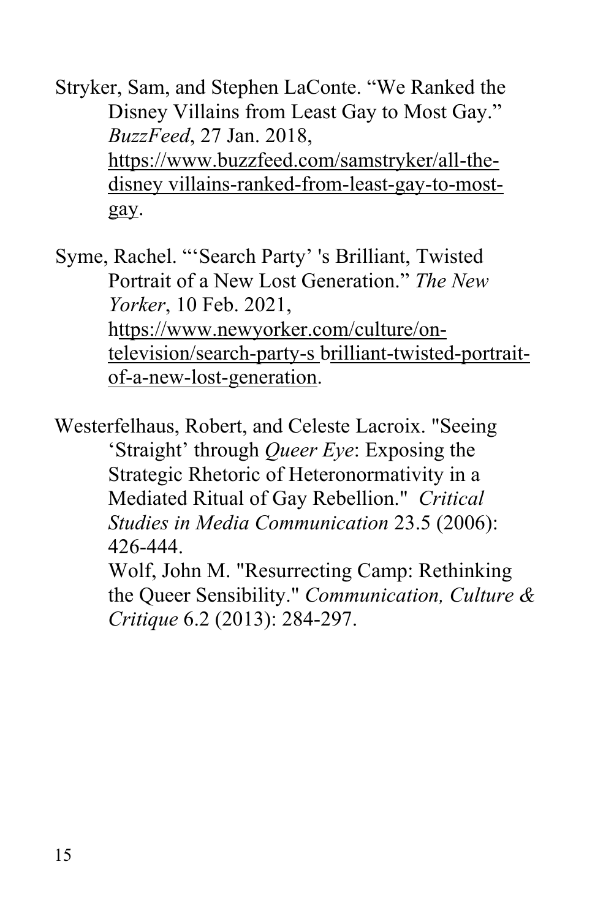Stryker, Sam, and Stephen LaConte. “We Ranked the Disney Villains from Least Gay to Most Gay.” *BuzzFeed*, 27 Jan. 2018, https://www.buzzfeed.com/samstryker/all-the-disney villains-ranked-from-least-gay-to-most-gay.

Syme, Rachel. “‘Search Party’ 's Brilliant, Twisted Portrait of a New Lost Generation.” *The New Yorker*, 10 Feb. 2021, https://www.newyorker.com/culture/on-television/search-party-s brilliant-twisted-portrait-of-a-new-lost-generation.

Westerfelhaus, Robert, and Celeste Lacroix. "Seeing ‘Straight’ through *Queer Eye*: Exposing the Strategic Rhetoric of Heteronormativity in a Mediated Ritual of Gay Rebellion." *Critical Studies in Media Communication* 23.5 (2006): 426-444.

Wolf, John M. "Resurrecting Camp: Rethinking the Queer Sensibility." *Communication, Culture & Critique* 6.2 (2013): 284-297.